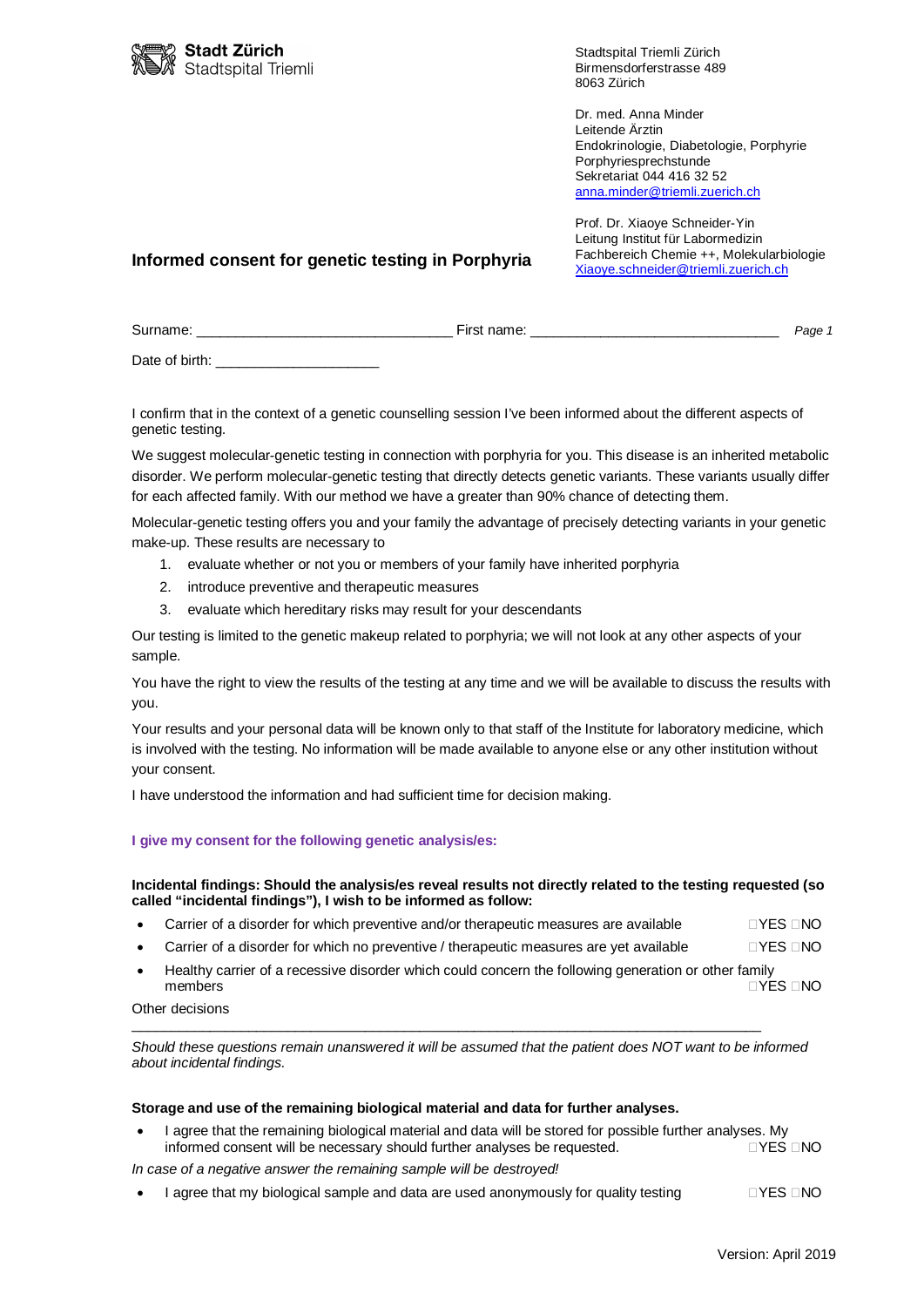**Stadt Zürich**
Stadtspital Triemli

Stadtspital Triemli Zürich
Birmensdorferstrasse 489
8063 Zürich

Dr. med. Anna Minder
Leitende Ärztin
Endokrinologie, Diabetologie, Porphyrie
Porphyriesprechstunde
Sekretariat 044 416 32 52
anna.minder@triemli.zuerich.ch

Prof. Dr. Xiaoye Schneider-Yin
Leitung Institut für Labormedizin
Fachbereich Chemie ++, Molekularbiologie
Xiaoye.schneider@triemli.zuerich.ch

## Informed consent for genetic testing in Porphyria

Surname: ________________________________ First name: _______________________________

Date of birth: _____________________

I confirm that in the context of a genetic counselling session I've been informed about the different aspects of genetic testing.

We suggest molecular-genetic testing in connection with porphyria for you. This disease is an inherited metabolic disorder. We perform molecular-genetic testing that directly detects genetic variants. These variants usually differ for each affected family. With our method we have a greater than 90% chance of detecting them.

Molecular-genetic testing offers you and your family the advantage of precisely detecting variants in your genetic make-up. These results are necessary to

1. evaluate whether or not you or members of your family have inherited porphyria
2. introduce preventive and therapeutic measures
3. evaluate which hereditary risks may result for your descendants

Our testing is limited to the genetic makeup related to porphyria; we will not look at any other aspects of your sample.

You have the right to view the results of the testing at any time and we will be available to discuss the results with you.

Your results and your personal data will be known only to that staff of the Institute for laboratory medicine, which is involved with the testing. No information will be made available to anyone else or any other institution without your consent.

I have understood the information and had sufficient time for decision making.

**I give my consent for the following genetic analysis/es:**

**Incidental findings: Should the analysis/es reveal results not directly related to the testing requested (so called "incidental findings"), I wish to be informed as follow:**

- Carrier of a disorder for which preventive and/or therapeutic measures are available ☐YES ☐NO
- Carrier of a disorder for which no preventive / therapeutic measures are yet available ☐YES ☐NO
- Healthy carrier of a recessive disorder which could concern the following generation or other family members ☐YES ☐NO

Other decisions

_____________________________________________________________________________

*Should these questions remain unanswered it will be assumed that the patient does NOT want to be informed about incidental findings.*

**Storage and use of the remaining biological material and data for further analyses.**

- I agree that the remaining biological material and data will be stored for possible further analyses. My informed consent will be necessary should further analyses be requested. ☐YES ☐NO

*In case of a negative answer the remaining sample will be destroyed!*

- I agree that my biological sample and data are used anonymously for quality testing ☐YES ☐NO

Version: April 2019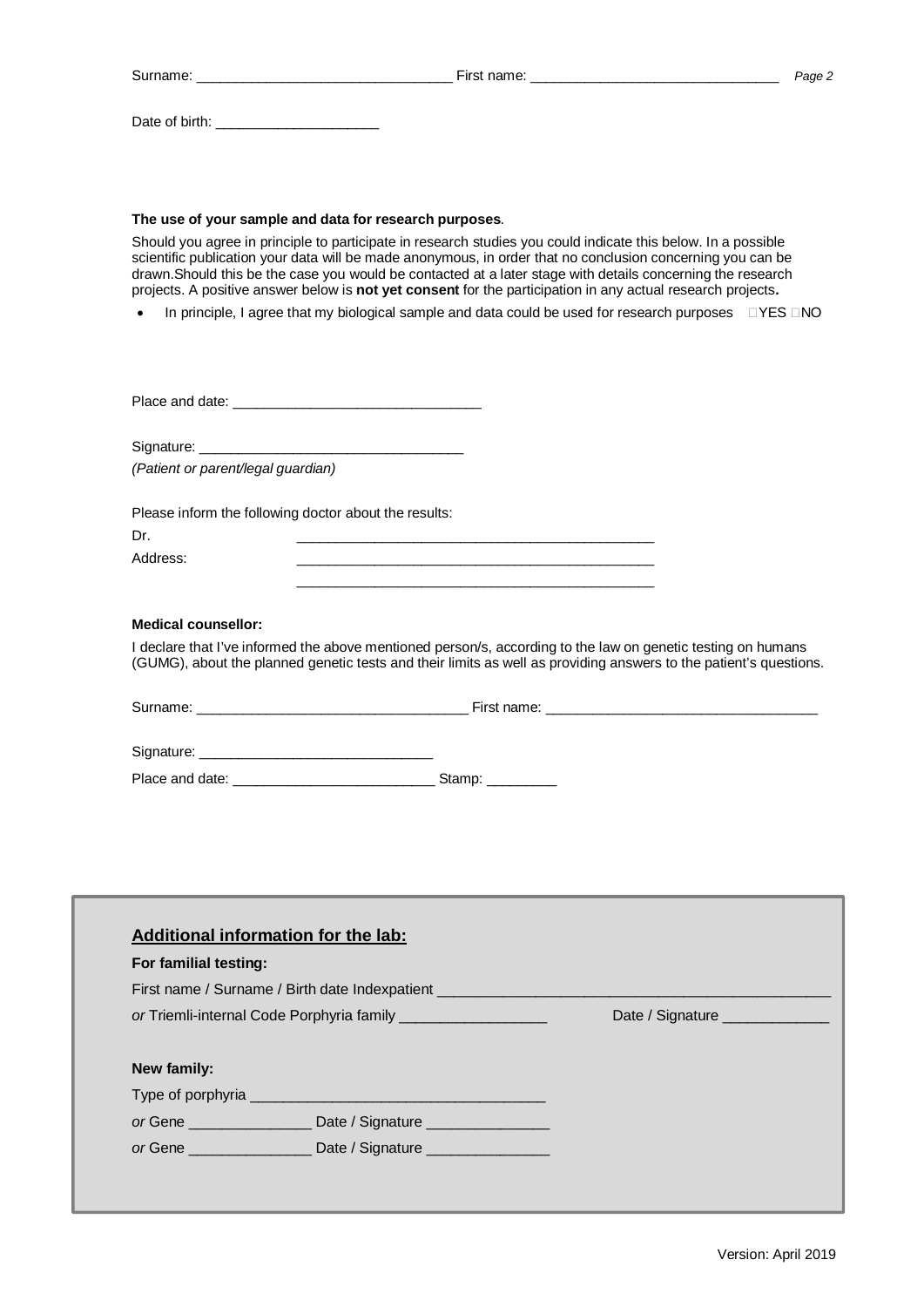Surname: ______________________________ First name: ______________________________

Date of birth: ____________________

**The use of your sample and data for research purposes**.

Should you agree in principle to participate in research studies you could indicate this below. In a possible scientific publication your data will be made anonymous, in order that no conclusion concerning you can be drawn.Should this be the case you would be contacted at a later stage with details concerning the research projects. A positive answer below is **not yet consent** for the participation in any actual research projects**.**

- In principle, I agree that my biological sample and data could be used for research purposes ☐YES ☐NO

Place and date: ______________________________

Signature: ________________________________
*(Patient or parent/legal guardian)*

Please inform the following doctor about the results:

Dr. ____________________________________________

Address: ____________________________________________

____________________________________________

**Medical counsellor:**

I declare that I've informed the above mentioned person/s, according to the law on genetic testing on humans (GUMG), about the planned genetic tests and their limits as well as providing answers to the patient's questions.

Surname: ________________________________ First name: ________________________________

Signature: ____________________________

Place and date: ________________________ Stamp: _________

## Additional information for the lab:

**For familial testing:**

First name / Surname / Birth date Indexpatient ______________________________________________

*or* Triemli-internal Code Porphyria family _________________ Date / Signature ____________

**New family:**

Type of porphyria __________________________________

*or* Gene ______________ Date / Signature ______________

*or* Gene ______________ Date / Signature ______________

Version: April 2019